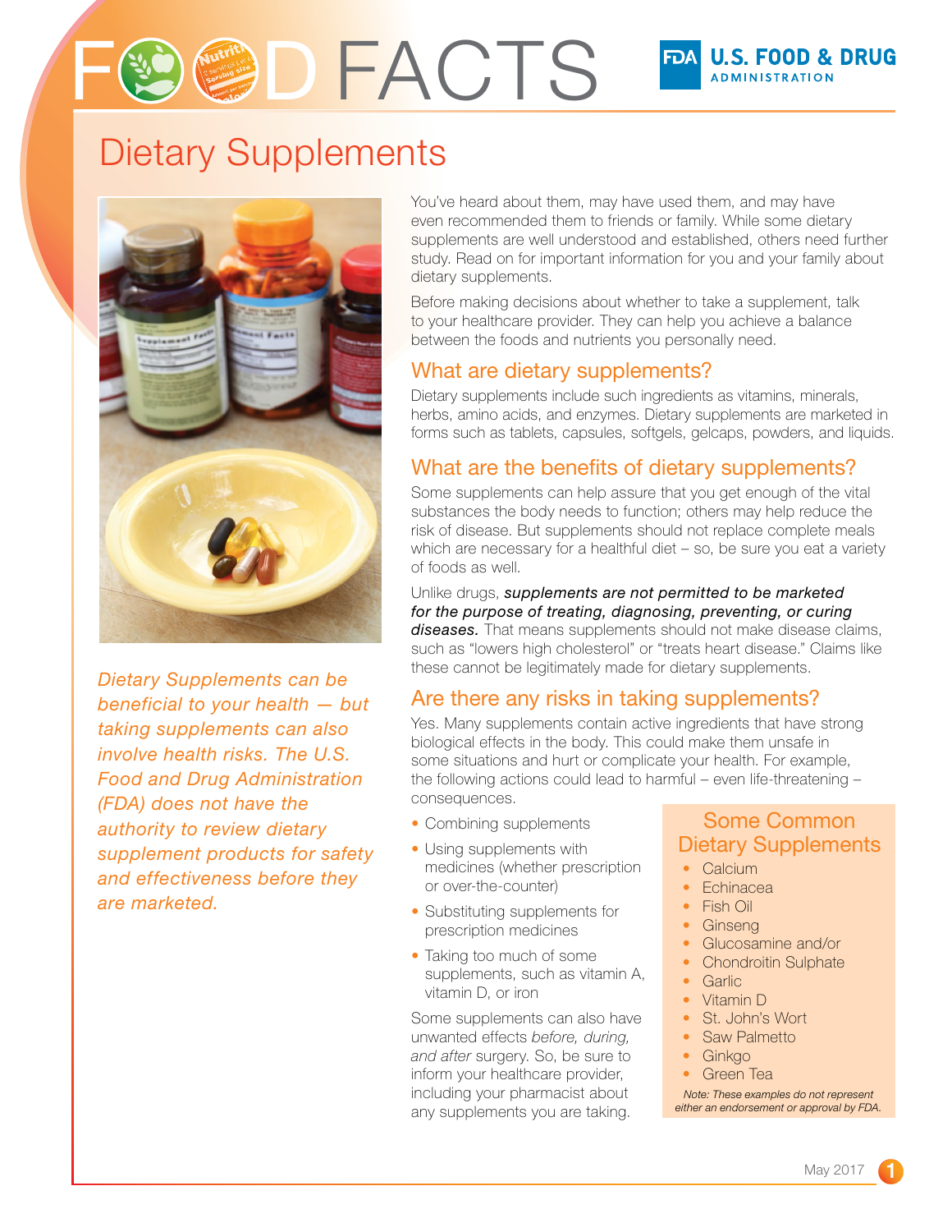# FOOD FACTS

U.S. FOOD & DRUG ADMINISTRATION

## Dietary Supplements

*Dietary Supplements can be beneficial to your health — but taking supplements can also involve health risks. The U.S. Food and Drug Administration (FDA) does not have the authority to review dietary supplement products for safety and effectiveness before they are marketed.*

You've heard about them, may have used them, and may have even recommended them to friends or family. While some dietary supplements are well understood and established, others need further study. Read on for important information for you and your family about dietary supplements.

Before making decisions about whether to take a supplement, talk to your healthcare provider. They can help you achieve a balance between the foods and nutrients you personally need.

### What are dietary supplements?

Dietary supplements include such ingredients as vitamins, minerals, herbs, amino acids, and enzymes. Dietary supplements are marketed in forms such as tablets, capsules, softgels, gelcaps, powders, and liquids.

### What are the benefits of dietary supplements?

Some supplements can help assure that you get enough of the vital substances the body needs to function; others may help reduce the risk of disease. But supplements should not replace complete meals which are necessary for a healthful diet – so, be sure you eat a variety of foods as well.

Unlike drugs, ***supplements are not permitted to be marketed for the purpose of treating, diagnosing, preventing, or curing diseases.*** That means supplements should not make disease claims, such as "lowers high cholesterol" or "treats heart disease." Claims like these cannot be legitimately made for dietary supplements.

### Are there any risks in taking supplements?

Yes. Many supplements contain active ingredients that have strong biological effects in the body. This could make them unsafe in some situations and hurt or complicate your health. For example, the following actions could lead to harmful – even life-threatening – consequences.

- Combining supplements
- Using supplements with medicines (whether prescription or over-the-counter)
- Substituting supplements for prescription medicines
- Taking too much of some supplements, such as vitamin A, vitamin D, or iron

Some supplements can also have unwanted effects *before, during, and after* surgery. So, be sure to inform your healthcare provider, including your pharmacist about any supplements you are taking.

#### Some Common Dietary Supplements

- Calcium
- Echinacea
- Fish Oil
- Ginseng
- Glucosamine and/or Chondroitin Sulphate
- Garlic
- Vitamin D
- St. John's Wort
- Saw Palmetto
- Ginkgo
- Green Tea

*Note: These examples do not represent either an endorsement or approval by FDA.*

May 2017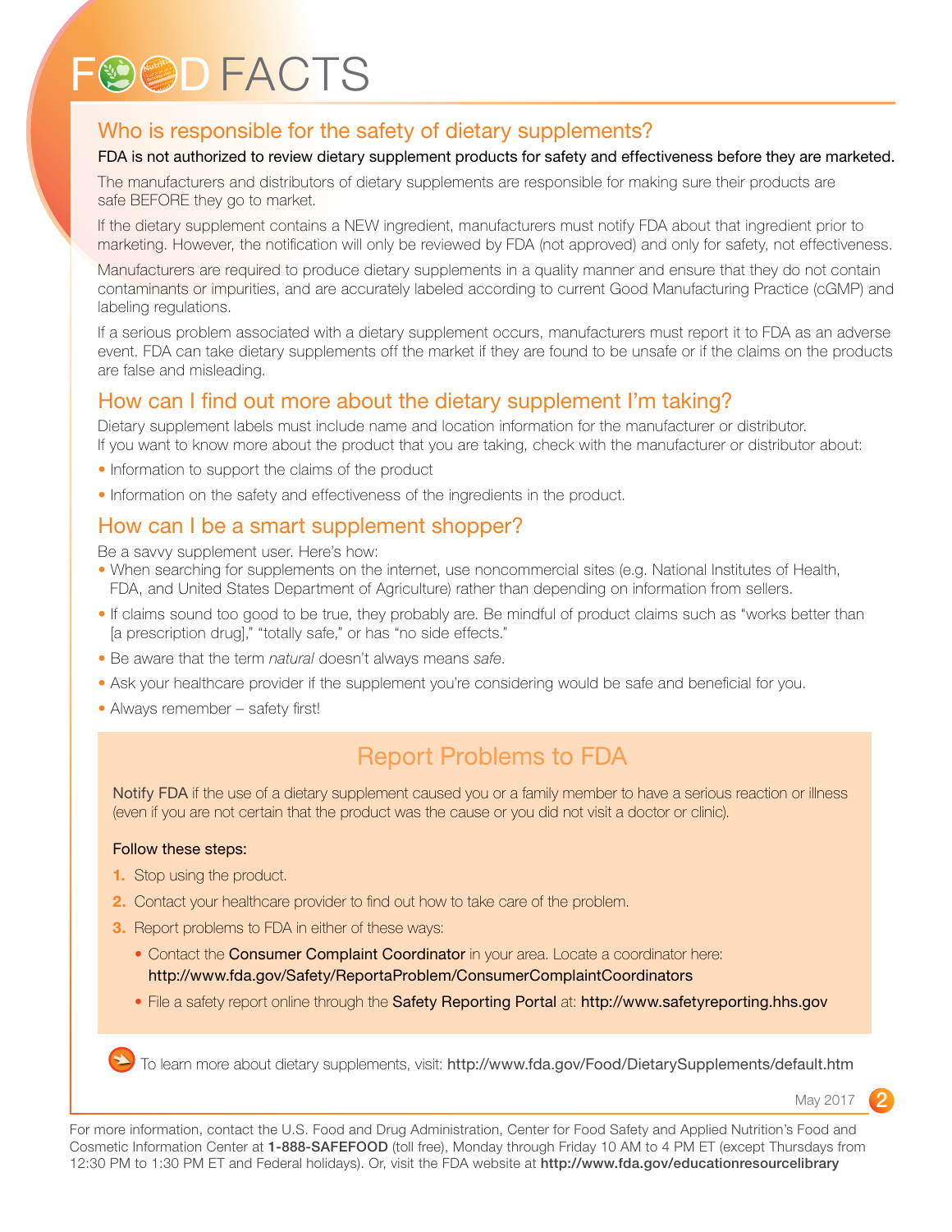# FOOD FACTS

## Who is responsible for the safety of dietary supplements?

FDA is not authorized to review dietary supplement products for safety and effectiveness before they are marketed.

The manufacturers and distributors of dietary supplements are responsible for making sure their products are safe BEFORE they go to market.

If the dietary supplement contains a NEW ingredient, manufacturers must notify FDA about that ingredient prior to marketing. However, the notification will only be reviewed by FDA (not approved) and only for safety, not effectiveness.

Manufacturers are required to produce dietary supplements in a quality manner and ensure that they do not contain contaminants or impurities, and are accurately labeled according to current Good Manufacturing Practice (cGMP) and labeling regulations.

If a serious problem associated with a dietary supplement occurs, manufacturers must report it to FDA as an adverse event. FDA can take dietary supplements off the market if they are found to be unsafe or if the claims on the products are false and misleading.

## How can I find out more about the dietary supplement I'm taking?

Dietary supplement labels must include name and location information for the manufacturer or distributor. If you want to know more about the product that you are taking, check with the manufacturer or distributor about:

- Information to support the claims of the product
- Information on the safety and effectiveness of the ingredients in the product.

## How can I be a smart supplement shopper?

Be a savvy supplement user. Here's how:

- When searching for supplements on the internet, use noncommercial sites (e.g. National Institutes of Health, FDA, and United States Department of Agriculture) rather than depending on information from sellers.
- If claims sound too good to be true, they probably are. Be mindful of product claims such as "works better than [a prescription drug]," "totally safe," or has "no side effects."
- Be aware that the term *natural* doesn't always means *safe*.
- Ask your healthcare provider if the supplement you're considering would be safe and beneficial for you.
- Always remember – safety first!

## Report Problems to FDA

Notify FDA if the use of a dietary supplement caused you or a family member to have a serious reaction or illness (even if you are not certain that the product was the cause or you did not visit a doctor or clinic).

**Follow these steps:**

1. Stop using the product.
2. Contact your healthcare provider to find out how to take care of the problem.
3. Report problems to FDA in either of these ways:
   - Contact the Consumer Complaint Coordinator in your area. Locate a coordinator here: http://www.fda.gov/Safety/ReportaProblem/ConsumerComplaintCoordinators
   - File a safety report online through the Safety Reporting Portal at: http://www.safetyreporting.hhs.gov

To learn more about dietary supplements, visit: http://www.fda.gov/Food/DietarySupplements/default.htm

May 2017

For more information, contact the U.S. Food and Drug Administration, Center for Food Safety and Applied Nutrition's Food and Cosmetic Information Center at **1-888-SAFEFOOD** (toll free), Monday through Friday 10 AM to 4 PM ET (except Thursdays from 12:30 PM to 1:30 PM ET and Federal holidays). Or, visit the FDA website at **http://www.fda.gov/educationresourcelibrary**